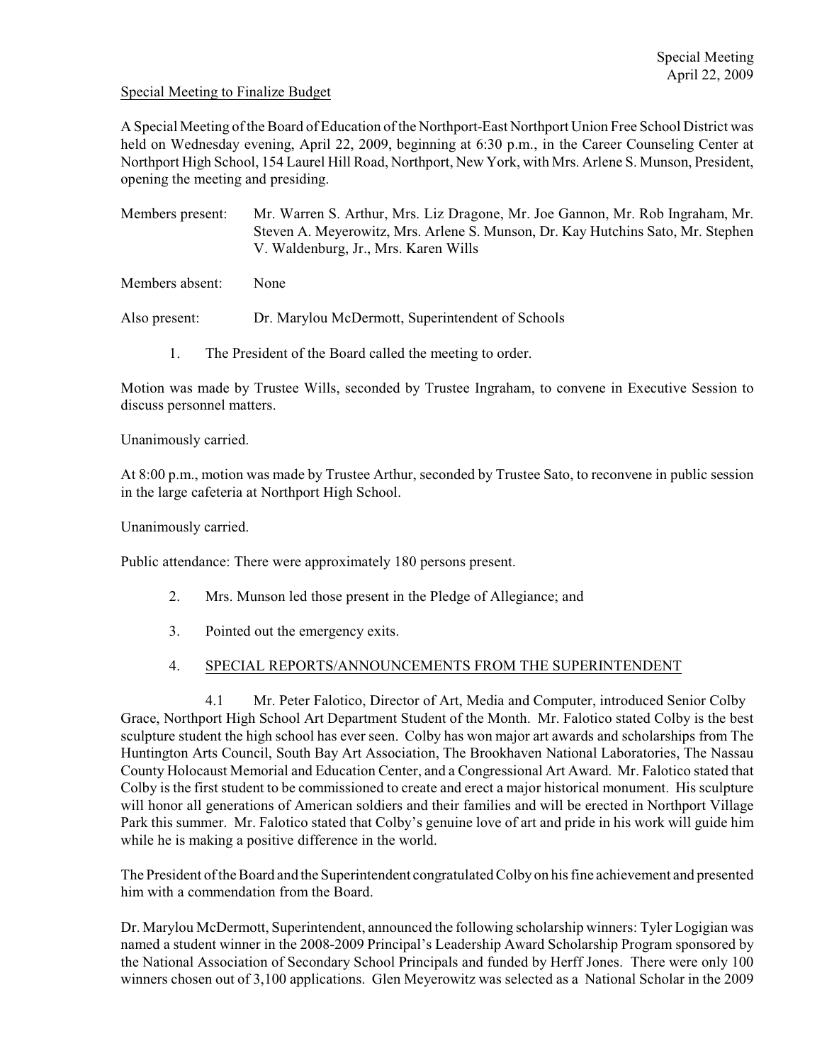Special Meeting
April 22, 2009

Special Meeting to Finalize Budget

A Special Meeting of the Board of Education of the Northport-East Northport Union Free School District was held on Wednesday evening, April 22, 2009, beginning at 6:30 p.m., in the Career Counseling Center at Northport High School, 154 Laurel Hill Road, Northport, New York, with Mrs. Arlene S. Munson, President, opening the meeting and presiding.

Members present: Mr. Warren S. Arthur, Mrs. Liz Dragone, Mr. Joe Gannon, Mr. Rob Ingraham, Mr. Steven A. Meyerowitz, Mrs. Arlene S. Munson, Dr. Kay Hutchins Sato, Mr. Stephen V. Waldenburg, Jr., Mrs. Karen Wills

Members absent: None

Also present: Dr. Marylou McDermott, Superintendent of Schools

1. The President of the Board called the meeting to order.

Motion was made by Trustee Wills, seconded by Trustee Ingraham, to convene in Executive Session to discuss personnel matters.

Unanimously carried.

At 8:00 p.m., motion was made by Trustee Arthur, seconded by Trustee Sato, to reconvene in public session in the large cafeteria at Northport High School.

Unanimously carried.

Public attendance: There were approximately 180 persons present.

2. Mrs. Munson led those present in the Pledge of Allegiance; and

3. Pointed out the emergency exits.

4. SPECIAL REPORTS/ANNOUNCEMENTS FROM THE SUPERINTENDENT

4.1 Mr. Peter Falotico, Director of Art, Media and Computer, introduced Senior Colby Grace, Northport High School Art Department Student of the Month. Mr. Falotico stated Colby is the best sculpture student the high school has ever seen. Colby has won major art awards and scholarships from The Huntington Arts Council, South Bay Art Association, The Brookhaven National Laboratories, The Nassau County Holocaust Memorial and Education Center, and a Congressional Art Award. Mr. Falotico stated that Colby is the first student to be commissioned to create and erect a major historical monument. His sculpture will honor all generations of American soldiers and their families and will be erected in Northport Village Park this summer. Mr. Falotico stated that Colby's genuine love of art and pride in his work will guide him while he is making a positive difference in the world.

The President of the Board and the Superintendent congratulated Colby on his fine achievement and presented him with a commendation from the Board.

Dr. Marylou McDermott, Superintendent, announced the following scholarship winners: Tyler Logigian was named a student winner in the 2008-2009 Principal's Leadership Award Scholarship Program sponsored by the National Association of Secondary School Principals and funded by Herff Jones. There were only 100 winners chosen out of 3,100 applications. Glen Meyerowitz was selected as a National Scholar in the 2009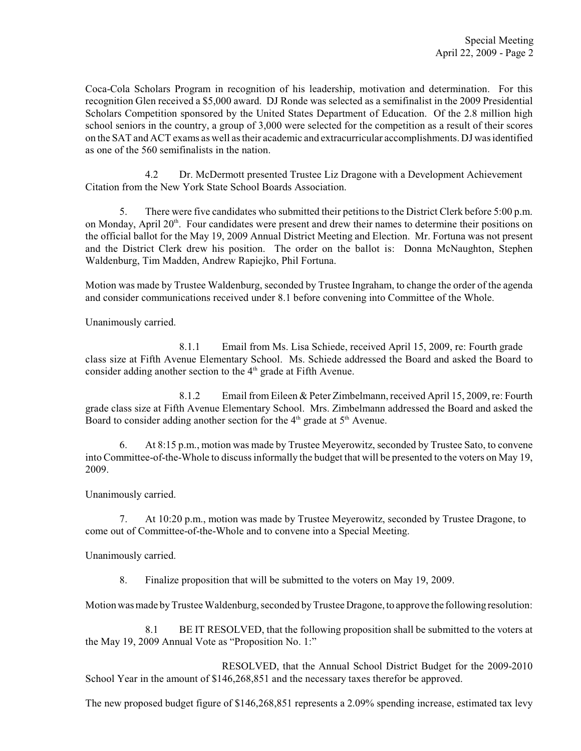Coca-Cola Scholars Program in recognition of his leadership, motivation and determination. For this recognition Glen received a $5,000 award. DJ Ronde was selected as a semifinalist in the 2009 Presidential Scholars Competition sponsored by the United States Department of Education. Of the 2.8 million high school seniors in the country, a group of 3,000 were selected for the competition as a result of their scores on the SAT and ACT exams as well as their academic and extracurricular accomplishments. DJ was identified as one of the 560 semifinalists in the nation.

4.2 Dr. McDermott presented Trustee Liz Dragone with a Development Achievement Citation from the New York State School Boards Association.

5. There were five candidates who submitted their petitions to the District Clerk before 5:00 p.m. on Monday, April 20th. Four candidates were present and drew their names to determine their positions on the official ballot for the May 19, 2009 Annual District Meeting and Election. Mr. Fortuna was not present and the District Clerk drew his position. The order on the ballot is: Donna McNaughton, Stephen Waldenburg, Tim Madden, Andrew Rapiejko, Phil Fortuna.

Motion was made by Trustee Waldenburg, seconded by Trustee Ingraham, to change the order of the agenda and consider communications received under 8.1 before convening into Committee of the Whole.

Unanimously carried.

8.1.1 Email from Ms. Lisa Schiede, received April 15, 2009, re: Fourth grade class size at Fifth Avenue Elementary School. Ms. Schiede addressed the Board and asked the Board to consider adding another section to the 4th grade at Fifth Avenue.

8.1.2 Email from Eileen & Peter Zimbelmann, received April 15, 2009, re: Fourth grade class size at Fifth Avenue Elementary School. Mrs. Zimbelmann addressed the Board and asked the Board to consider adding another section for the 4th grade at 5th Avenue.

6. At 8:15 p.m., motion was made by Trustee Meyerowitz, seconded by Trustee Sato, to convene into Committee-of-the-Whole to discuss informally the budget that will be presented to the voters on May 19, 2009.

Unanimously carried.

7. At 10:20 p.m., motion was made by Trustee Meyerowitz, seconded by Trustee Dragone, to come out of Committee-of-the-Whole and to convene into a Special Meeting.

Unanimously carried.

8. Finalize proposition that will be submitted to the voters on May 19, 2009.

Motion was made by Trustee Waldenburg, seconded by Trustee Dragone, to approve the following resolution:

8.1 BE IT RESOLVED, that the following proposition shall be submitted to the voters at the May 19, 2009 Annual Vote as "Proposition No. 1:"

RESOLVED, that the Annual School District Budget for the 2009-2010 School Year in the amount of $146,268,851 and the necessary taxes therefor be approved.

The new proposed budget figure of $146,268,851 represents a 2.09% spending increase, estimated tax levy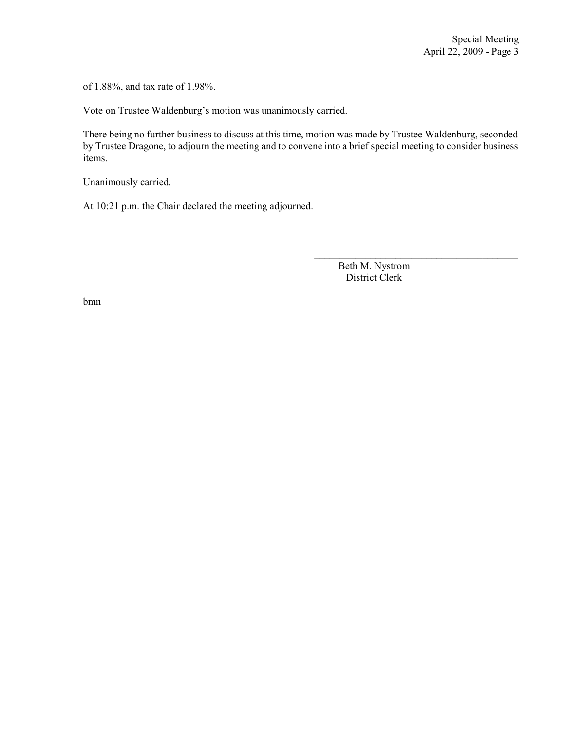of 1.88%, and tax rate of 1.98%.

Vote on Trustee Waldenburg's motion was unanimously carried.

There being no further business to discuss at this time, motion was made by Trustee Waldenburg, seconded by Trustee Dragone, to adjourn the meeting and to convene into a brief special meeting to consider business items.

Unanimously carried.

At 10:21 p.m. the Chair declared the meeting adjourned.

\_\_\_\_\_\_\_\_\_\_\_\_\_\_\_\_\_\_\_\_\_\_\_\_\_\_\_\_\_\_\_\_\_\_\_\_\_\_\_\_

Beth M. Nystrom
District Clerk

bmn